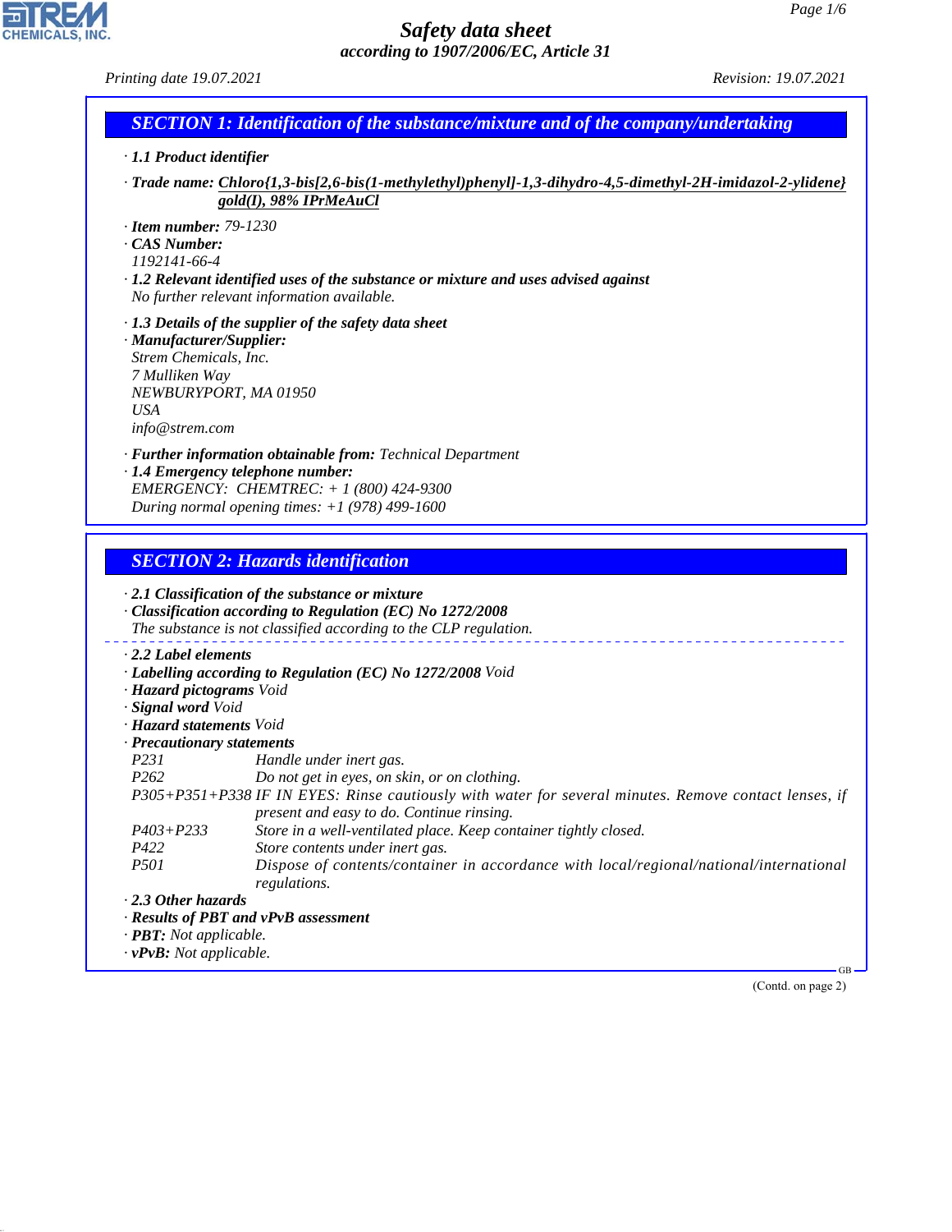# Safety data sheet

*according to 1907/2006/EC, Article 31*

*Printing date 19.07.2021* *Revision: 19.07.2021*

## SECTION 1: Identification of the substance/mixture and of the company/undertaking

· **1.1 Product identifier**

· **Trade name: Chloro{1,3-bis[2,6-bis(1-methylethyl)phenyl]-1,3-dihydro-4,5-dimethyl-2H-imidazol-2-ylidene} gold(I), 98% IPrMeAuCl**

· **Item number:** 79-1230
· **CAS Number:**
1192141-66-4
· **1.2 Relevant identified uses of the substance or mixture and uses advised against**
No further relevant information available.

· **1.3 Details of the supplier of the safety data sheet**
· **Manufacturer/Supplier:**
Strem Chemicals, Inc.
7 Mulliken Way
NEWBURYPORT, MA 01950
USA
info@strem.com

· **Further information obtainable from:** Technical Department
· **1.4 Emergency telephone number:**
EMERGENCY: CHEMTREC: + 1 (800) 424-9300
During normal opening times: +1 (978) 499-1600

## SECTION 2: Hazards identification

· **2.1 Classification of the substance or mixture**
· **Classification according to Regulation (EC) No 1272/2008**
The substance is not classified according to the CLP regulation.

· **2.2 Label elements**
· **Labelling according to Regulation (EC) No 1272/2008** Void
· **Hazard pictograms** Void
· **Signal word** Void
· **Hazard statements** Void
· **Precautionary statements**

| | |
|---|---|
| P231 | Handle under inert gas. |
| P262 | Do not get in eyes, on skin, or on clothing. |
| P305+P351+P338 | IF IN EYES: Rinse cautiously with water for several minutes. Remove contact lenses, if present and easy to do. Continue rinsing. |
| P403+P233 | Store in a well-ventilated place. Keep container tightly closed. |
| P422 | Store contents under inert gas. |
| P501 | Dispose of contents/container in accordance with local/regional/national/international regulations. |

· **2.3 Other hazards**
· **Results of PBT and vPvB assessment**
· **PBT:** Not applicable.
· **vPvB:** Not applicable.

(Contd. on page 2)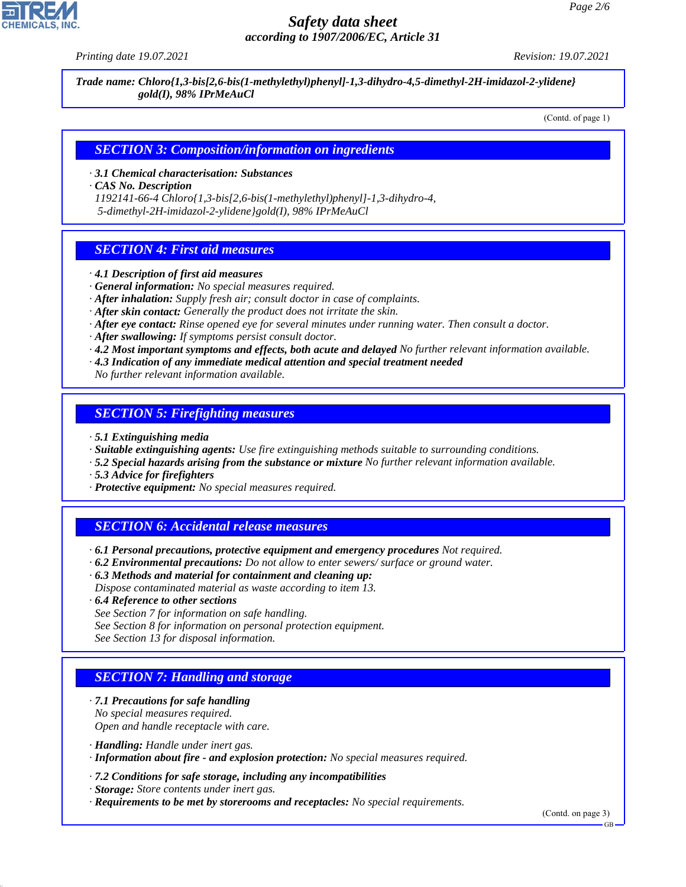Trade name: Chloro{1,3-bis[2,6-bis(1-methylethyl)phenyl]-1,3-dihydro-4,5-dimethyl-2H-imidazol-2-ylidene} gold(I), 98% IPrMeAuCl

(Contd. of page 1)

## SECTION 3: Composition/information on ingredients

· **3.1 Chemical characterisation: Substances**
· **CAS No. Description**
1192141-66-4 Chloro{1,3-bis[2,6-bis(1-methylethyl)phenyl]-1,3-dihydro-4,5-dimethyl-2H-imidazol-2-ylidene}gold(I), 98% IPrMeAuCl

## SECTION 4: First aid measures

· **4.1 Description of first aid measures**
· **General information:** No special measures required.
· **After inhalation:** Supply fresh air; consult doctor in case of complaints.
· **After skin contact:** Generally the product does not irritate the skin.
· **After eye contact:** Rinse opened eye for several minutes under running water. Then consult a doctor.
· **After swallowing:** If symptoms persist consult doctor.
· **4.2 Most important symptoms and effects, both acute and delayed** No further relevant information available.
· **4.3 Indication of any immediate medical attention and special treatment needed**
No further relevant information available.

## SECTION 5: Firefighting measures

· **5.1 Extinguishing media**
· **Suitable extinguishing agents:** Use fire extinguishing methods suitable to surrounding conditions.
· **5.2 Special hazards arising from the substance or mixture** No further relevant information available.
· **5.3 Advice for firefighters**
· **Protective equipment:** No special measures required.

## SECTION 6: Accidental release measures

· **6.1 Personal precautions, protective equipment and emergency procedures** Not required.
· **6.2 Environmental precautions:** Do not allow to enter sewers/ surface or ground water.
· **6.3 Methods and material for containment and cleaning up:**
Dispose contaminated material as waste according to item 13.
· **6.4 Reference to other sections**
See Section 7 for information on safe handling.
See Section 8 for information on personal protection equipment.
See Section 13 for disposal information.

## SECTION 7: Handling and storage

· **7.1 Precautions for safe handling**
No special measures required.
Open and handle receptacle with care.

· **Handling:** Handle under inert gas.
· **Information about fire - and explosion protection:** No special measures required.

· **7.2 Conditions for safe storage, including any incompatibilities**
· **Storage:** Store contents under inert gas.
· **Requirements to be met by storerooms and receptacles:** No special requirements.

(Contd. on page 3)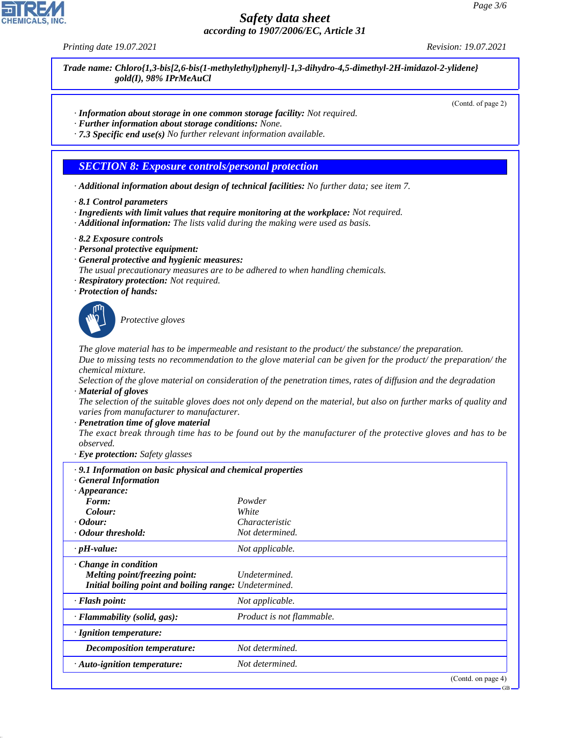**Trade name: Chloro{1,3-bis[2,6-bis(1-methylethyl)phenyl]-1,3-dihydro-4,5-dimethyl-2H-imidazol-2-ylidene} gold(I), 98% IPrMeAuCl**

(Contd. of page 2)

· **Information about storage in one common storage facility:** Not required.
· **Further information about storage conditions:** None.
· **7.3 Specific end use(s)** No further relevant information available.

## SECTION 8: Exposure controls/personal protection

· **Additional information about design of technical facilities:** No further data; see item 7.

· **8.1 Control parameters**
· **Ingredients with limit values that require monitoring at the workplace:** Not required.
· **Additional information:** The lists valid during the making were used as basis.

· **8.2 Exposure controls**
· **Personal protective equipment:**
· **General protective and hygienic measures:**
The usual precautionary measures are to be adhered to when handling chemicals.
· **Respiratory protection:** Not required.
· **Protection of hands:**

Protective gloves

The glove material has to be impermeable and resistant to the product/ the substance/ the preparation.
Due to missing tests no recommendation to the glove material can be given for the product/ the preparation/ the chemical mixture.
Selection of the glove material on consideration of the penetration times, rates of diffusion and the degradation
· **Material of gloves**
The selection of the suitable gloves does not only depend on the material, but also on further marks of quality and varies from manufacturer to manufacturer.
· **Penetration time of glove material**
The exact break through time has to be found out by the manufacturer of the protective gloves and has to be observed.
· **Eye protection:** Safety glasses

· **9.1 Information on basic physical and chemical properties**
· **General Information**

| | |
|---|---|
| · **Appearance:** | |
| **Form:** | Powder |
| **Colour:** | White |
| · **Odour:** | Characteristic |
| · **Odour threshold:** | Not determined. |
| · **pH-value:** | Not applicable. |
| · **Change in condition** | |
| **Melting point/freezing point:** | Undetermined. |
| **Initial boiling point and boiling range:** | Undetermined. |
| · **Flash point:** | Not applicable. |
| · **Flammability (solid, gas):** | Product is not flammable. |
| · **Ignition temperature:** | |
| **Decomposition temperature:** | Not determined. |
| · **Auto-ignition temperature:** | Not determined. |

(Contd. on page 4)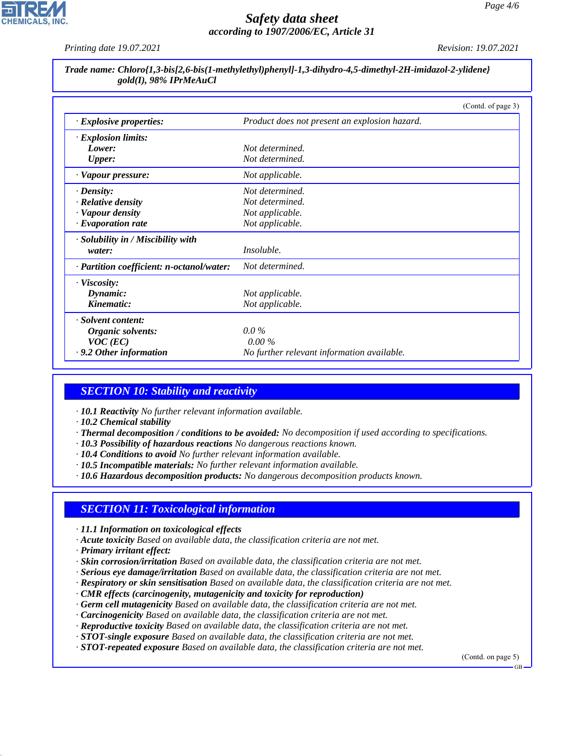**Trade name: Chloro{1,3-bis[2,6-bis(1-methylethyl)phenyl]-1,3-dihydro-4,5-dimethyl-2H-imidazol-2-ylidene} gold(I), 98% IPrMeAuCl**

(Contd. of page 3)

| | |
|---|---|
| · **Explosive properties:** | Product does not present an explosion hazard. |
| · **Explosion limits:** | |
| **Lower:** | Not determined. |
| **Upper:** | Not determined. |
| · **Vapour pressure:** | Not applicable. |
| · **Density:** | Not determined. |
| · **Relative density** | Not determined. |
| · **Vapour density** | Not applicable. |
| · **Evaporation rate** | Not applicable. |
| · **Solubility in / Miscibility with water:** | Insoluble. |
| · **Partition coefficient: n-octanol/water:** | Not determined. |
| · **Viscosity:** | |
| **Dynamic:** | Not applicable. |
| **Kinematic:** | Not applicable. |
| · **Solvent content:** | |
| **Organic solvents:** | 0.0 % |
| **VOC (EC)** | 0.00 % |
| · **9.2 Other information** | No further relevant information available. |

## SECTION 10: Stability and reactivity

· **10.1 Reactivity** No further relevant information available.
· **10.2 Chemical stability**
· **Thermal decomposition / conditions to be avoided:** No decomposition if used according to specifications.
· **10.3 Possibility of hazardous reactions** No dangerous reactions known.
· **10.4 Conditions to avoid** No further relevant information available.
· **10.5 Incompatible materials:** No further relevant information available.
· **10.6 Hazardous decomposition products:** No dangerous decomposition products known.

## SECTION 11: Toxicological information

· **11.1 Information on toxicological effects**
· **Acute toxicity** Based on available data, the classification criteria are not met.
· **Primary irritant effect:**
· **Skin corrosion/irritation** Based on available data, the classification criteria are not met.
· **Serious eye damage/irritation** Based on available data, the classification criteria are not met.
· **Respiratory or skin sensitisation** Based on available data, the classification criteria are not met.
· **CMR effects (carcinogenity, mutagenicity and toxicity for reproduction)**
· **Germ cell mutagenicity** Based on available data, the classification criteria are not met.
· **Carcinogenicity** Based on available data, the classification criteria are not met.
· **Reproductive toxicity** Based on available data, the classification criteria are not met.
· **STOT-single exposure** Based on available data, the classification criteria are not met.
· **STOT-repeated exposure** Based on available data, the classification criteria are not met.

(Contd. on page 5)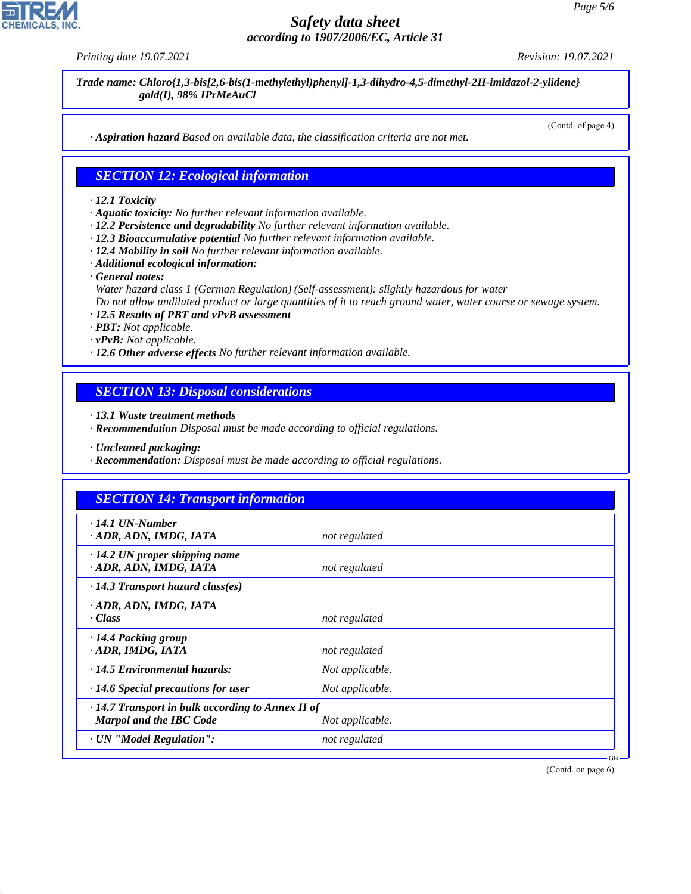**Trade name: Chloro{1,3-bis[2,6-bis(1-methylethyl)phenyl]-1,3-dihydro-4,5-dimethyl-2H-imidazol-2-ylidene} gold(I), 98% IPrMeAuCl**

(Contd. of page 4)

· **Aspiration hazard** Based on available data, the classification criteria are not met.

## SECTION 12: Ecological information

· **12.1 Toxicity**
· **Aquatic toxicity:** No further relevant information available.
· **12.2 Persistence and degradability** No further relevant information available.
· **12.3 Bioaccumulative potential** No further relevant information available.
· **12.4 Mobility in soil** No further relevant information available.
· **Additional ecological information:**
· **General notes:**
Water hazard class 1 (German Regulation) (Self-assessment): slightly hazardous for water
Do not allow undiluted product or large quantities of it to reach ground water, water course or sewage system.
· **12.5 Results of PBT and vPvB assessment**
· **PBT:** Not applicable.
· **vPvB:** Not applicable.
· **12.6 Other adverse effects** No further relevant information available.

## SECTION 13: Disposal considerations

· **13.1 Waste treatment methods**
· **Recommendation** Disposal must be made according to official regulations.

· **Uncleaned packaging:**
· **Recommendation:** Disposal must be made according to official regulations.

## SECTION 14: Transport information

| | |
|---|---|
| · **14.1 UN-Number**<br>· **ADR, ADN, IMDG, IATA** | not regulated |
| · **14.2 UN proper shipping name**<br>· **ADR, ADN, IMDG, IATA** | not regulated |
| · **14.3 Transport hazard class(es)**<br>· **ADR, ADN, IMDG, IATA**<br>· **Class** | not regulated |
| · **14.4 Packing group**<br>· **ADR, IMDG, IATA** | not regulated |
| · **14.5 Environmental hazards:** | Not applicable. |
| · **14.6 Special precautions for user** | Not applicable. |
| · **14.7 Transport in bulk according to Annex II of Marpol and the IBC Code** | Not applicable. |
| · **UN "Model Regulation":** | not regulated |

(Contd. on page 6)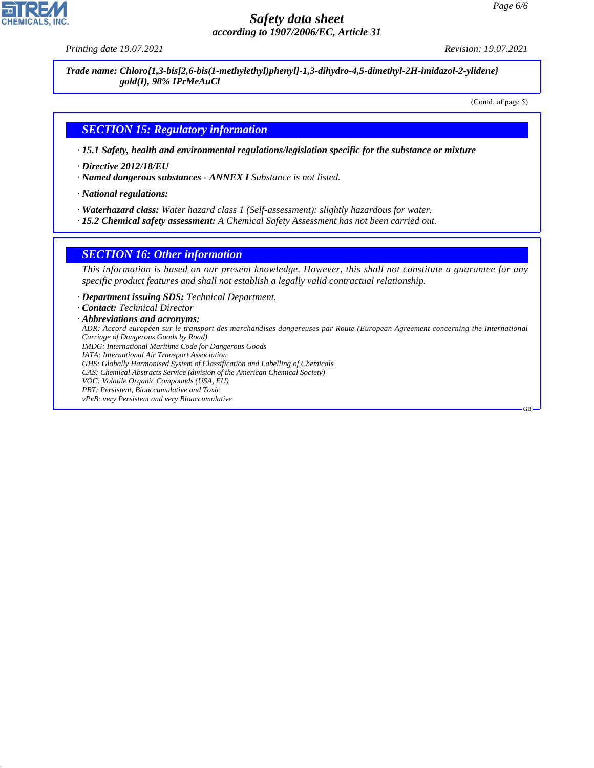**Trade name: Chloro{1,3-bis[2,6-bis(1-methylethyl)phenyl]-1,3-dihydro-4,5-dimethyl-2H-imidazol-2-ylidene} gold(I), 98% IPrMeAuCl**

(Contd. of page 5)

## SECTION 15: Regulatory information

· **15.1 Safety, health and environmental regulations/legislation specific for the substance or mixture**

· **Directive 2012/18/EU**
· **Named dangerous substances - ANNEX I** *Substance is not listed.*

· **National regulations:**

· **Waterhazard class:** *Water hazard class 1 (Self-assessment): slightly hazardous for water.*
· **15.2 Chemical safety assessment:** *A Chemical Safety Assessment has not been carried out.*

## SECTION 16: Other information

*This information is based on our present knowledge. However, this shall not constitute a guarantee for any specific product features and shall not establish a legally valid contractual relationship.*

· **Department issuing SDS:** *Technical Department.*
· **Contact:** *Technical Director*
· **Abbreviations and acronyms:**
*ADR: Accord européen sur le transport des marchandises dangereuses par Route (European Agreement concerning the International Carriage of Dangerous Goods by Road)*
*IMDG: International Maritime Code for Dangerous Goods*
*IATA: International Air Transport Association*
*GHS: Globally Harmonised System of Classification and Labelling of Chemicals*
*CAS: Chemical Abstracts Service (division of the American Chemical Society)*
*VOC: Volatile Organic Compounds (USA, EU)*
*PBT: Persistent, Bioaccumulative and Toxic*
*vPvB: very Persistent and very Bioaccumulative*

GB